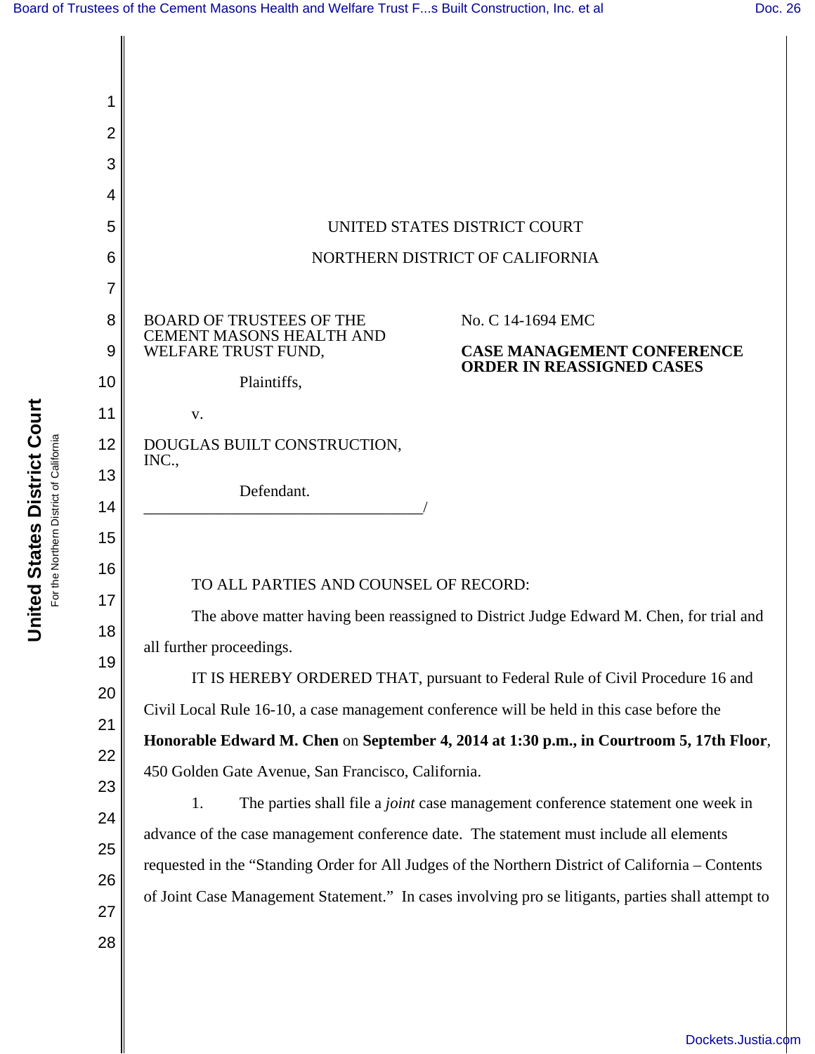UNITED STATES DISTRICT COURT

NORTHERN DISTRICT OF CALIFORNIA

BOARD OF TRUSTEES OF THE CEMENT MASONS HEALTH AND WELFARE TRUST FUND,

Plaintiffs,

v.

DOUGLAS BUILT CONSTRUCTION, INC.,

Defendant.

\_\_\_\_\_\_\_\_\_\_\_\_\_\_\_\_\_\_\_\_\_\_\_\_\_\_\_\_\_\_\_\_\_\_\_/

No. C 14-1694 EMC

**CASE MANAGEMENT CONFERENCE ORDER IN REASSIGNED CASES**

TO ALL PARTIES AND COUNSEL OF RECORD:

The above matter having been reassigned to District Judge Edward M. Chen, for trial and all further proceedings.

IT IS HEREBY ORDERED THAT, pursuant to Federal Rule of Civil Procedure 16 and Civil Local Rule 16-10, a case management conference will be held in this case before the **Honorable Edward M. Chen** on **September 4, 2014 at 1:30 p.m., in Courtroom 5, 17th Floor**, 450 Golden Gate Avenue, San Francisco, California.

1. The parties shall file a *joint* case management conference statement one week in advance of the case management conference date. The statement must include all elements requested in the "Standing Order for All Judges of the Northern District of California – Contents of Joint Case Management Statement." In cases involving pro se litigants, parties shall attempt to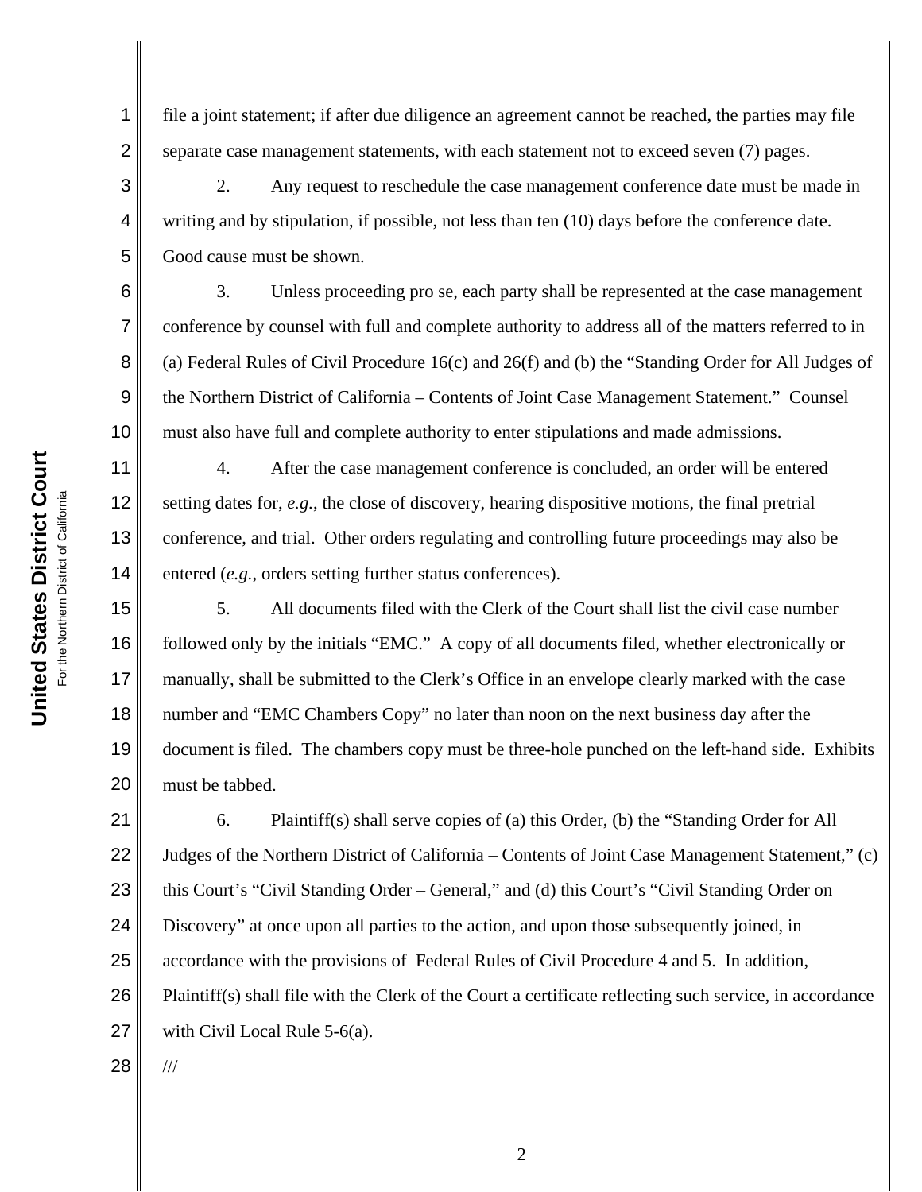file a joint statement; if after due diligence an agreement cannot be reached, the parties may file separate case management statements, with each statement not to exceed seven (7) pages.

2. Any request to reschedule the case management conference date must be made in writing and by stipulation, if possible, not less than ten (10) days before the conference date. Good cause must be shown.

3. Unless proceeding pro se, each party shall be represented at the case management conference by counsel with full and complete authority to address all of the matters referred to in (a) Federal Rules of Civil Procedure 16(c) and 26(f) and (b) the "Standing Order for All Judges of the Northern District of California – Contents of Joint Case Management Statement." Counsel must also have full and complete authority to enter stipulations and made admissions.

4. After the case management conference is concluded, an order will be entered setting dates for, *e.g.*, the close of discovery, hearing dispositive motions, the final pretrial conference, and trial. Other orders regulating and controlling future proceedings may also be entered (*e.g.*, orders setting further status conferences).

5. All documents filed with the Clerk of the Court shall list the civil case number followed only by the initials "EMC." A copy of all documents filed, whether electronically or manually, shall be submitted to the Clerk's Office in an envelope clearly marked with the case number and "EMC Chambers Copy" no later than noon on the next business day after the document is filed. The chambers copy must be three-hole punched on the left-hand side. Exhibits must be tabbed.

6. Plaintiff(s) shall serve copies of (a) this Order, (b) the "Standing Order for All Judges of the Northern District of California – Contents of Joint Case Management Statement," (c) this Court's "Civil Standing Order – General," and (d) this Court's "Civil Standing Order on Discovery" at once upon all parties to the action, and upon those subsequently joined, in accordance with the provisions of Federal Rules of Civil Procedure 4 and 5. In addition, Plaintiff(s) shall file with the Clerk of the Court a certificate reflecting such service, in accordance with Civil Local Rule 5-6(a).

///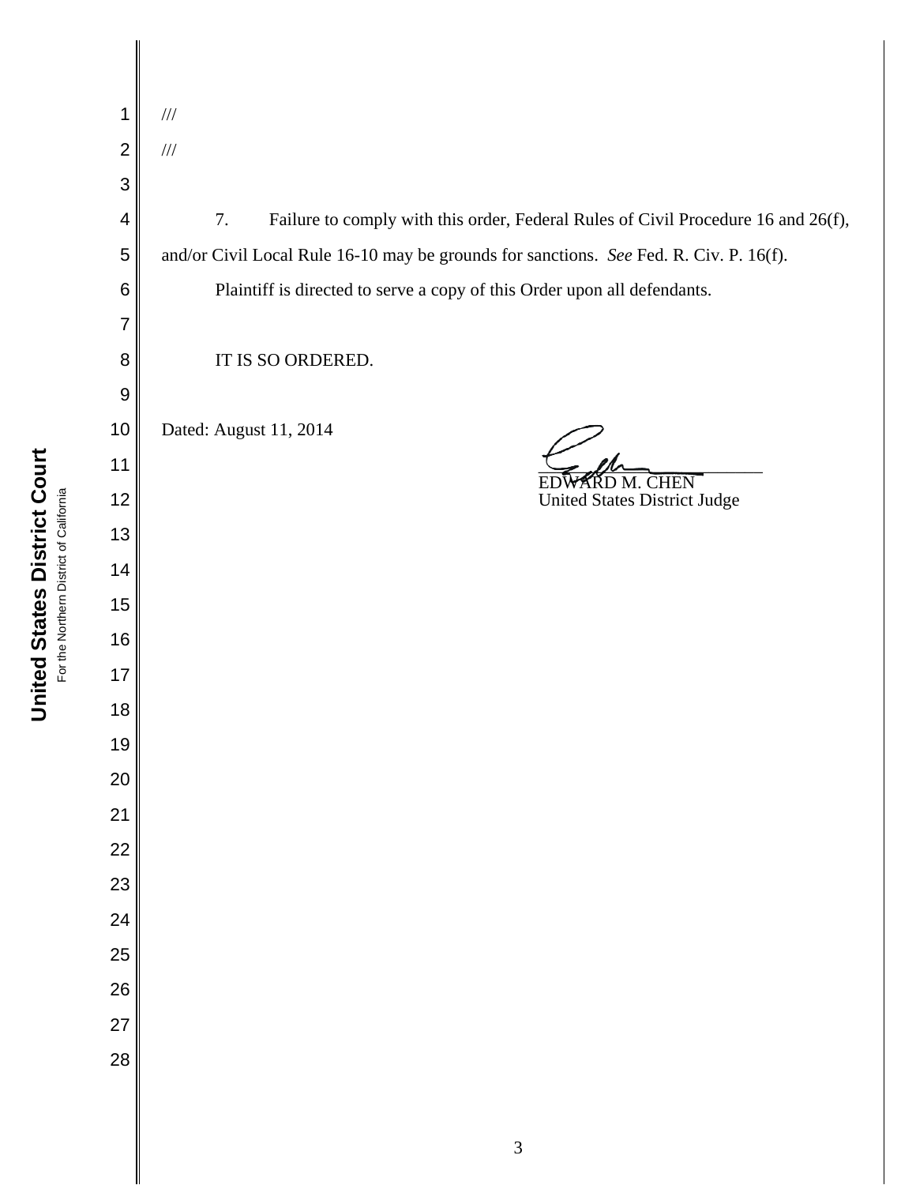///

///

7. Failure to comply with this order, Federal Rules of Civil Procedure 16 and 26(f), and/or Civil Local Rule 16-10 may be grounds for sanctions. *See* Fed. R. Civ. P. 16(f).

Plaintiff is directed to serve a copy of this Order upon all defendants.

IT IS SO ORDERED.

Dated: August 11, 2014

EDWARD M. CHEN
United States District Judge